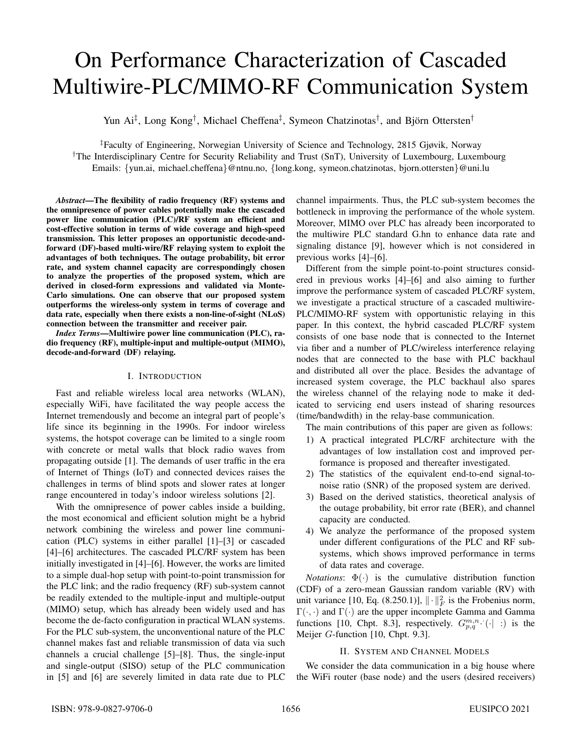# On Performance Characterization of Cascaded Multiwire-PLC/MIMO-RF Communication System

Yun Ai[‡], Long Kong[†], Michael Cheffena[‡], Symeon Chatzinotas[†], and Björn Ottersten[†]

[‡]Faculty of Engineering, Norwegian University of Science and Technology, 2815 Gjøvik, Norway
[†]The Interdisciplinary Centre for Security Reliability and Trust (SnT), University of Luxembourg, Luxembourg
Emails: {yun.ai, michael.cheffena}@ntnu.no, {long.kong, symeon.chatzinotas, bjorn.ottersten}@uni.lu

***Abstract*—The flexibility of radio frequency (RF) systems and the omnipresence of power cables potentially make the cascaded power line communication (PLC)/RF system an efficient and cost-effective solution in terms of wide coverage and high-speed transmission. This letter proposes an opportunistic decode-and-forward (DF)-based multi-wire/RF relaying system to exploit the advantages of both techniques. The outage probability, bit error rate, and system channel capacity are correspondingly chosen to analyze the properties of the proposed system, which are derived in closed-form expressions and validated via Monte-Carlo simulations. One can observe that our proposed system outperforms the wireless-only system in terms of coverage and data rate, especially when there exists a non-line-of-sight (NLoS) connection between the transmitter and receiver pair.**

***Index Terms*—Multiwire power line communication (PLC), radio frequency (RF), multiple-input and multiple-output (MIMO), decode-and-forward (DF) relaying.**

## I. Introduction

Fast and reliable wireless local area networks (WLAN), especially WiFi, have facilitated the way people access the Internet tremendously and become an integral part of people's life since its beginning in the 1990s. For indoor wireless systems, the hotspot coverage can be limited to a single room with concrete or metal walls that block radio waves from propagating outside [1]. The demands of user traffic in the era of Internet of Things (IoT) and connected devices raises the challenges in terms of blind spots and slower rates at longer range encountered in today's indoor wireless solutions [2].

With the omnipresence of power cables inside a building, the most economical and efficient solution might be a hybrid network combining the wireless and power line communication (PLC) systems in either parallel [1]–[3] or cascaded [4]–[6] architectures. The cascaded PLC/RF system has been initially investigated in [4]–[6]. However, the works are limited to a simple dual-hop setup with point-to-point transmission for the PLC link; and the radio frequency (RF) sub-system cannot be readily extended to the multiple-input and multiple-output (MIMO) setup, which has already been widely used and has become the de-facto configuration in practical WLAN systems. For the PLC sub-system, the unconventional nature of the PLC channel makes fast and reliable transmission of data via such channels a crucial challenge [5]–[8]. Thus, the single-input and single-output (SISO) setup of the PLC communication in [5] and [6] are severely limited in data rate due to PLC channel impairments. Thus, the PLC sub-system becomes the bottleneck in improving the performance of the whole system. Moreover, MIMO over PLC has already been incorporated to the multiwire PLC standard G.hn to enhance data rate and signaling distance [9], however which is not considered in previous works [4]–[6].

Different from the simple point-to-point structures considered in previous works [4]–[6] and also aiming to further improve the performance system of cascaded PLC/RF system, we investigate a practical structure of a cascaded multiwire-PLC/MIMO-RF system with opportunistic relaying in this paper. In this context, the hybrid cascaded PLC/RF system consists of one base node that is connected to the Internet via fiber and a number of PLC/wireless interference relaying nodes that are connected to the base with PLC backhaul and distributed all over the place. Besides the advantage of increased system coverage, the PLC backhaul also spares the wireless channel of the relaying node to make it dedicated to servicing end users instead of sharing resources (time/bandwdith) in the relay-base communication.

The main contributions of this paper are given as follows:

1) A practical integrated PLC/RF architecture with the advantages of low installation cost and improved performance is proposed and thereafter investigated.
2) The statistics of the equivalent end-to-end signal-to-noise ratio (SNR) of the proposed system are derived.
3) Based on the derived statistics, theoretical analysis of the outage probability, bit error rate (BER), and channel capacity are conducted.
4) We analyze the performance of the proposed system under different configurations of the PLC and RF sub-systems, which shows improved performance in terms of data rates and coverage.

*Notations*: $\Phi(\cdot)$ is the cumulative distribution function (CDF) of a zero-mean Gaussian random variable (RV) with unit variance [10, Eq. (8.250.1)], $\|\cdot\|_F^2$ is the Frobenius norm, $\Gamma(\cdot,\cdot)$ and $\Gamma(\cdot)$ are the upper incomplete Gamma and Gamma functions [10, Chpt. 8.3], respectively. $G_{p,q}^{m,n}\cdot(\cdot| \ :)$ is the Meijer $G$-function [10, Chpt. 9.3].

## II. System and Channel Models

We consider the data communication in a big house where the WiFi router (base node) and the users (desired receivers)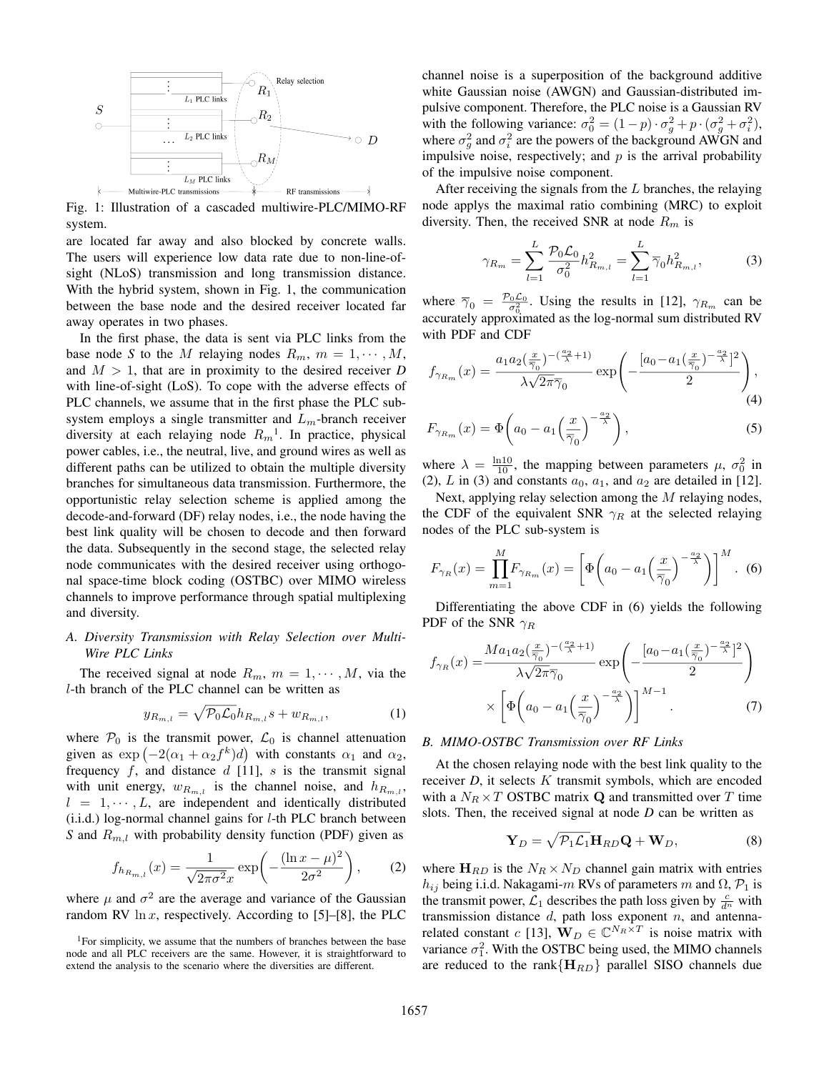Fig. 1: Illustration of a cascaded multiwire-PLC/MIMO-RF system.

are located far away and also blocked by concrete walls. The users will experience low data rate due to non-line-of-sight (NLoS) transmission and long transmission distance. With the hybrid system, shown in Fig. 1, the communication between the base node and the desired receiver located far away operates in two phases.

In the first phase, the data is sent via PLC links from the base node *S* to the $M$ relaying nodes $R_m$, $m = 1, \cdots, M$, and $M > 1$, that are in proximity to the desired receiver *D* with line-of-sight (LoS). To cope with the adverse effects of PLC channels, we assume that in the first phase the PLC sub-system employs a single transmitter and $L_m$-branch receiver diversity at each relaying node $R_m$[1]. In practice, physical power cables, i.e., the neutral, live, and ground wires as well as different paths can be utilized to obtain the multiple diversity branches for simultaneous data transmission. Furthermore, the opportunistic relay selection scheme is applied among the decode-and-forward (DF) relay nodes, i.e., the node having the best link quality will be chosen to decode and then forward the data. Subsequently in the second stage, the selected relay node communicates with the desired receiver using orthogonal space-time block coding (OSTBC) over MIMO wireless channels to improve performance through spatial multiplexing and diversity.

### *A. Diversity Transmission with Relay Selection over Multi-Wire PLC Links*

The received signal at node $R_m$, $m = 1, \cdots, M$, via the $l$-th branch of the PLC channel can be written as

$$y_{R_{m,l}} = \sqrt{\mathcal{P}_0 \mathcal{L}_0} h_{R_{m,l}} s + w_{R_{m,l}}, \tag{1}$$

where $\mathcal{P}_0$ is the transmit power, $\mathcal{L}_0$ is channel attenuation given as $\exp\left(-2(\alpha_1 + \alpha_2 f^k)d\right)$ with constants $\alpha_1$ and $\alpha_2$, frequency $f$, and distance $d$ [11], $s$ is the transmit signal with unit energy, $w_{R_{m,l}}$ is the channel noise, and $h_{R_{m,l}}$, $l = 1, \cdots, L$, are independent and identically distributed (i.i.d.) log-normal channel gains for $l$-th PLC branch between *S* and $R_{m,l}$ with probability density function (PDF) given as

$$f_{h_{R_{m,l}}}(x) = \frac{1}{\sqrt{2\pi\sigma^2}x} \exp\left(-\frac{(\ln x - \mu)^2}{2\sigma^2}\right), \tag{2}$$

where $\mu$ and $\sigma^2$ are the average and variance of the Gaussian random RV $\ln x$, respectively. According to [5]–[8], the PLC channel noise is a superposition of the background additive white Gaussian noise (AWGN) and Gaussian-distributed impulsive component. Therefore, the PLC noise is a Gaussian RV with the following variance: $\sigma_0^2 = (1-p) \cdot \sigma_g^2 + p \cdot (\sigma_g^2 + \sigma_i^2)$, where $\sigma_g^2$ and $\sigma_i^2$ are the powers of the background AWGN and impulsive noise, respectively; and $p$ is the arrival probability of the impulsive noise component.

After receiving the signals from the $L$ branches, the relaying node applies the maximal ratio combining (MRC) to exploit diversity. Then, the received SNR at node $R_m$ is

$$\gamma_{R_m} = \sum_{l=1}^{L} \frac{\mathcal{P}_0 \mathcal{L}_0}{\sigma_0^2} h_{R_{m,l}}^2 = \sum_{l=1}^{L} \overline{\gamma}_0 h_{R_{m,l}}^2, \tag{3}$$

where $\overline{\gamma}_0 = \frac{\mathcal{P}_0 \mathcal{L}_0}{\sigma_0^2}$. Using the results in [12], $\gamma_{R_m}$ can be accurately approximated as the log-normal sum distributed RV with PDF and CDF

$$f_{\gamma_{R_m}}(x) = \frac{a_1 a_2 (\frac{x}{\overline{\gamma}_0})^{-(\frac{a_2}{\lambda}+1)}}{\lambda\sqrt{2\pi}\overline{\gamma}_0} \exp\left(-\frac{[a_0 - a_1 (\frac{x}{\overline{\gamma}_0})^{-\frac{a_2}{\lambda}}]^2}{2}\right), \tag{4}$$

$$F_{\gamma_{R_m}}(x) = \Phi\left(a_0 - a_1 \left(\frac{x}{\overline{\gamma}_0}\right)^{-\frac{a_2}{\lambda}}\right), \tag{5}$$

where $\lambda = \frac{\ln 10}{10}$, the mapping between parameters $\mu$, $\sigma_0^2$ in (2), $L$ in (3) and constants $a_0$, $a_1$, and $a_2$ are detailed in [12].

Next, applying relay selection among the $M$ relaying nodes, the CDF of the equivalent SNR $\gamma_R$ at the selected relaying nodes of the PLC sub-system is

$$F_{\gamma_R}(x) = \prod_{m=1}^{M} F_{\gamma_{R_m}}(x) = \left[\Phi\left(a_0 - a_1 \left(\frac{x}{\overline{\gamma}_0}\right)^{-\frac{a_2}{\lambda}}\right)\right]^M. \tag{6}$$

Differentiating the above CDF in (6) yields the following PDF of the SNR $\gamma_R$

$$f_{\gamma_R}(x) = \frac{M a_1 a_2 (\frac{x}{\overline{\gamma}_0})^{-(\frac{a_2}{\lambda}+1)}}{\lambda\sqrt{2\pi}\overline{\gamma}_0} \exp\left(-\frac{[a_0 - a_1 (\frac{x}{\overline{\gamma}_0})^{-\frac{a_2}{\lambda}}]^2}{2}\right) \times \left[\Phi\left(a_0 - a_1 \left(\frac{x}{\overline{\gamma}_0}\right)^{-\frac{a_2}{\lambda}}\right)\right]^{M-1}. \tag{7}$$

### *B. MIMO-OSTBC Transmission over RF Links*

At the chosen relaying node with the best link quality to the receiver *D*, it selects $K$ transmit symbols, which are encoded with a $N_R \times T$ OSTBC matrix $\mathbf{Q}$ and transmitted over $T$ time slots. Then, the received signal at node *D* can be written as

$$\mathbf{Y}_D = \sqrt{\mathcal{P}_1 \mathcal{L}_1} \mathbf{H}_{RD} \mathbf{Q} + \mathbf{W}_D, \tag{8}$$

where $\mathbf{H}_{RD}$ is the $N_R \times N_D$ channel gain matrix with entries $h_{ij}$ being i.i.d. Nakagami-$m$ RVs of parameters $m$ and $\Omega$, $\mathcal{P}_1$ is the transmit power, $\mathcal{L}_1$ describes the path loss given by $\frac{c}{d^n}$ with transmission distance $d$, path loss exponent $n$, and antenna-related constant $c$ [13], $\mathbf{W}_D \in \mathbb{C}^{N_R \times T}$ is noise matrix with variance $\sigma_1^2$. With the OSTBC being used, the MIMO channels are reduced to the rank$\{\mathbf{H}_{RD}\}$ parallel SISO channels due

[1]For simplicity, we assume that the numbers of branches between the base node and all PLC receivers are the same. However, it is straightforward to extend the analysis to the scenario where the diversities are different.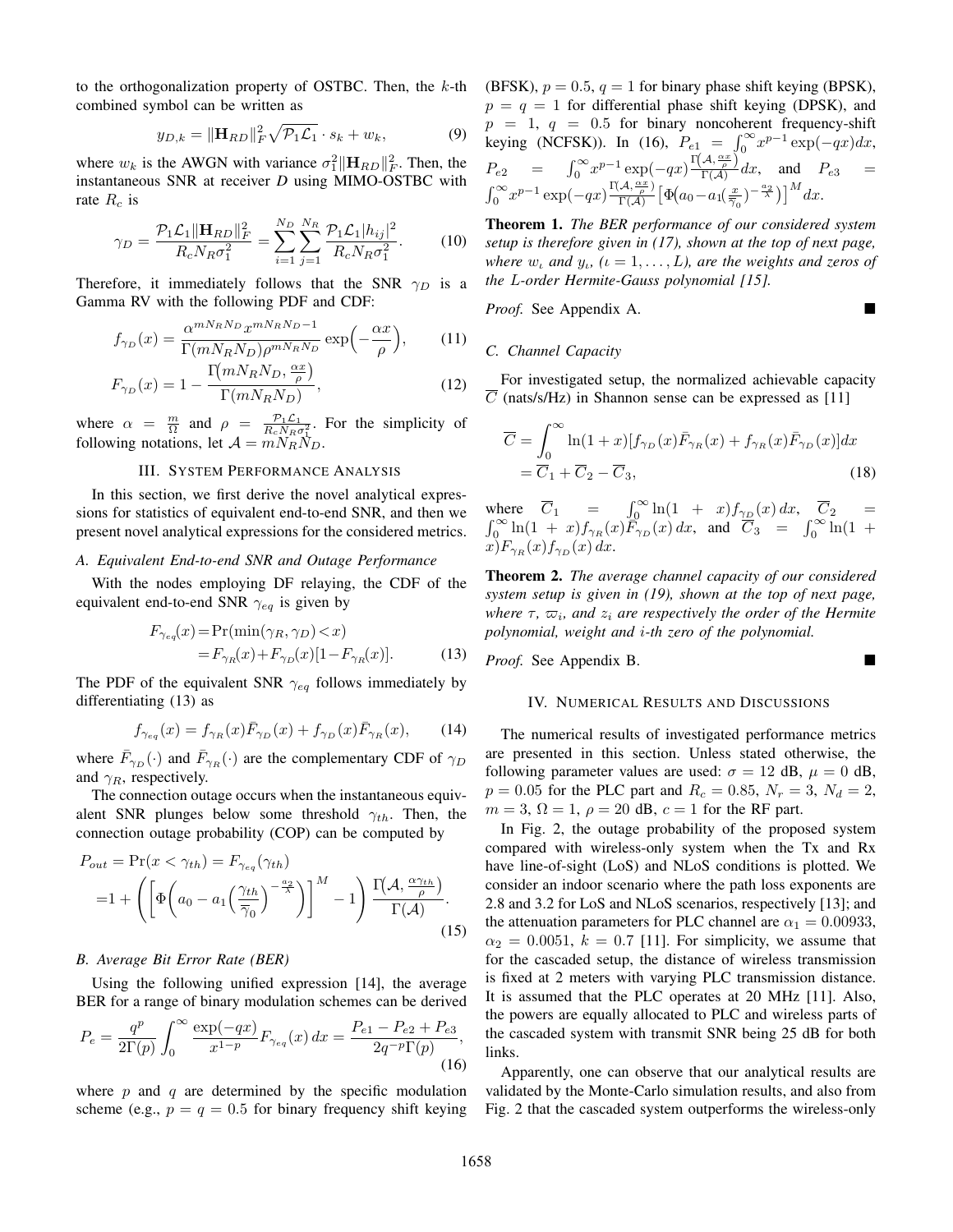to the orthogonalization property of OSTBC. Then, the $k$-th combined symbol can be written as

$$y_{D,k} = \|\mathbf{H}_{RD}\|_F^2 \sqrt{\mathcal{P}_1 \mathcal{L}_1} \cdot s_k + w_k, \tag{9}$$

where $w_k$ is the AWGN with variance $\sigma_1^2 \|\mathbf{H}_{RD}\|_F^2$. Then, the instantaneous SNR at receiver *D* using MIMO-OSTBC with rate $R_c$ is

$$\gamma_D = \frac{\mathcal{P}_1 \mathcal{L}_1 \|\mathbf{H}_{RD}\|_F^2}{R_c N_R \sigma_1^2} = \sum_{i=1}^{N_D} \sum_{j=1}^{N_R} \frac{\mathcal{P}_1 \mathcal{L}_1 |h_{ij}|^2}{R_c N_R \sigma_1^2}. \tag{10}$$

Therefore, it immediately follows that the SNR $\gamma_D$ is a Gamma RV with the following PDF and CDF:

$$f_{\gamma_D}(x) = \frac{\alpha^{mN_R N_D} x^{mN_R N_D - 1}}{\Gamma(mN_R N_D)\rho^{mN_R N_D}} \exp\Big(-\frac{\alpha x}{\rho}\Big), \tag{11}$$

$$F_{\gamma_D}(x) = 1 - \frac{\Gamma\big(mN_R N_D, \frac{\alpha x}{\rho}\big)}{\Gamma(mN_R N_D)}, \tag{12}$$

where $\alpha = \frac{m}{\Omega}$ and $\rho = \frac{\mathcal{P}_1 \mathcal{L}_1}{R_c N_R \sigma_1^2}$. For the simplicity of following notations, let $\mathcal{A} = mN_R N_D$.

## III. System Performance Analysis

In this section, we first derive the novel analytical expressions for statistics of equivalent end-to-end SNR, and then we present novel analytical expressions for the considered metrics.

### A. Equivalent End-to-end SNR and Outage Performance

With the nodes employing DF relaying, the CDF of the equivalent end-to-end SNR $\gamma_{eq}$ is given by

$$\begin{aligned} F_{\gamma_{eq}}(x) &= \Pr(\min(\gamma_R, \gamma_D) < x) \\ &= F_{\gamma_R}(x) + F_{\gamma_D}(x)[1 - F_{\gamma_R}(x)]. \end{aligned} \tag{13}$$

The PDF of the equivalent SNR $\gamma_{eq}$ follows immediately by differentiating (13) as

$$f_{\gamma_{eq}}(x) = f_{\gamma_R}(x)\bar{F}_{\gamma_D}(x) + f_{\gamma_D}(x)\bar{F}_{\gamma_R}(x), \tag{14}$$

where $\bar{F}_{\gamma_D}(\cdot)$ and $\bar{F}_{\gamma_R}(\cdot)$ are the complementary CDF of $\gamma_D$ and $\gamma_R$, respectively.

The connection outage occurs when the instantaneous equivalent SNR plunges below some threshold $\gamma_{th}$. Then, the connection outage probability (COP) can be computed by

$$\begin{aligned} P_{out} &= \Pr(x < \gamma_{th}) = F_{\gamma_{eq}}(\gamma_{th}) \\ &= 1 + \left( \left[ \Phi\bigg( a_0 - a_1 \Big(\frac{\gamma_{th}}{\bar{\gamma}_0}\Big)^{-\frac{a_2}{\lambda}} \bigg) \right]^M - 1 \right) \frac{\Gamma\big(\mathcal{A}, \frac{\alpha \gamma_{th}}{\rho}\big)}{\Gamma(\mathcal{A})}. \end{aligned} \tag{15}$$

### B. Average Bit Error Rate (BER)

Using the following unified expression [14], the average BER for a range of binary modulation schemes can be derived

$$P_e = \frac{q^p}{2\Gamma(p)} \int_0^\infty \frac{\exp(-qx)}{x^{1-p}} F_{\gamma_{eq}}(x)\, dx = \frac{P_{e1} - P_{e2} + P_{e3}}{2q^{-p}\Gamma(p)}, \tag{16}$$

where $p$ and $q$ are determined by the specific modulation scheme (e.g., $p = q = 0.5$ for binary frequency shift keying (BFSK), $p = 0.5$, $q = 1$ for binary phase shift keying (BPSK), $p = q = 1$ for differential phase shift keying (DPSK), and $p = 1$, $q = 0.5$ for binary noncoherent frequency-shift keying (NCFSK)). In (16), $P_{e1} = \int_0^\infty x^{p-1} \exp(-qx) dx$, $P_{e2} = \int_0^\infty x^{p-1} \exp(-qx) \frac{\Gamma(\mathcal{A}, \frac{\alpha x}{\rho})}{\Gamma(\mathcal{A})} dx$, and $P_{e3} = \int_0^\infty x^{p-1} \exp(-qx) \frac{\Gamma(\mathcal{A}, \frac{\alpha x}{\rho})}{\Gamma(\mathcal{A})} \big[\Phi\big(a_0 - a_1 (\frac{x}{\bar{\gamma}_0})^{-\frac{a_2}{\lambda}}\big)\big]^M dx$.

**Theorem 1.** *The BER performance of our considered system setup is therefore given in (17), shown at the top of next page, where $w_\iota$ and $y_\iota$, ($\iota = 1, \ldots, L$), are the weights and zeros of the $L$-order Hermite-Gauss polynomial [15].*

*Proof.* See Appendix A. ■

### C. Channel Capacity

For investigated setup, the normalized achievable capacity $\overline{C}$ (nats/s/Hz) in Shannon sense can be expressed as [11]

$$\begin{aligned} \overline{C} &= \int_0^\infty \ln(1+x)[f_{\gamma_D}(x)\bar{F}_{\gamma_R}(x) + f_{\gamma_R}(x)\bar{F}_{\gamma_D}(x)]dx \\ &= \overline{C}_1 + \overline{C}_2 - \overline{C}_3, \end{aligned} \tag{18}$$

where $\overline{C}_1 = \int_0^\infty \ln(1+x) f_{\gamma_D}(x)\, dx$, $\overline{C}_2 = \int_0^\infty \ln(1+x) f_{\gamma_R}(x) \bar{F}_{\gamma_D}(x)\, dx$, and $\overline{C}_3 = \int_0^\infty \ln(1+x) F_{\gamma_R}(x) f_{\gamma_D}(x)\, dx$.

**Theorem 2.** *The average channel capacity of our considered system setup is given in (19), shown at the top of next page, where $\tau$, $\varpi_i$, and $z_i$ are respectively the order of the Hermite polynomial, weight and $i$-th zero of the polynomial.*

*Proof.* See Appendix B. ■

## IV. Numerical Results and Discussions

The numerical results of investigated performance metrics are presented in this section. Unless stated otherwise, the following parameter values are used: $\sigma = 12$ dB, $\mu = 0$ dB, $p = 0.05$ for the PLC part and $R_c = 0.85$, $N_r = 3$, $N_d = 2$, $m = 3$, $\Omega = 1$, $\rho = 20$ dB, $c = 1$ for the RF part.

In Fig. 2, the outage probability of the proposed system compared with wireless-only system when the Tx and Rx have line-of-sight (LoS) and NLoS conditions is plotted. We consider an indoor scenario where the path loss exponents are 2.8 and 3.2 for LoS and NLoS scenarios, respectively [13]; and the attenuation parameters for PLC channel are $\alpha_1 = 0.00933$, $\alpha_2 = 0.0051$, $k = 0.7$ [11]. For simplicity, we assume that for the cascaded setup, the distance of wireless transmission is fixed at 2 meters with varying PLC transmission distance. It is assumed that the PLC operates at 20 MHz [11]. Also, the powers are equally allocated to PLC and wireless parts of the cascaded system with transmit SNR being 25 dB for both links.

Apparently, one can observe that our analytical results are validated by the Monte-Carlo simulation results, and also from Fig. 2 that the cascaded system outperforms the wireless-only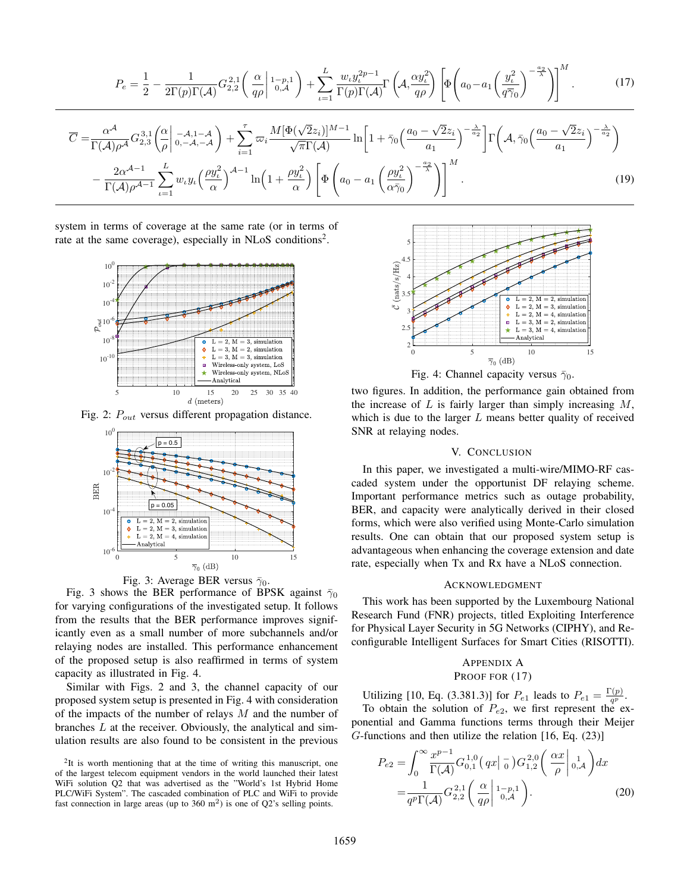$$P_e = \frac{1}{2} - \frac{1}{2\Gamma(p)\Gamma(\mathcal{A})} G_{2,2}^{2,1}\left( \frac{\alpha}{q\rho} \middle| \begin{smallmatrix} 1-p,1 \\ 0,\mathcal{A} \end{smallmatrix} \right) + \sum_{\iota=1}^{L} \frac{w_\iota y_\iota^{2p-1}}{\Gamma(p)\Gamma(\mathcal{A})} \Gamma\left(\mathcal{A}, \frac{\alpha y_\iota^2}{q\rho}\right) \left[ \Phi\left( a_0 - a_1 \left( \frac{y_\iota^2}{q\bar{\gamma}_0} \right)^{-\frac{a_2}{\lambda}} \right) \right]^M . \tag{17}$$

$$\begin{aligned} \overline{C} =& \frac{\alpha^{\mathcal{A}}}{\Gamma(\mathcal{A})\rho^{\mathcal{A}}} G_{2,3}^{3,1}\left( \frac{\alpha}{\rho} \middle| \begin{smallmatrix} -\mathcal{A},1-\mathcal{A} \\ 0,-\mathcal{A},-\mathcal{A} \end{smallmatrix} \right) + \sum_{i=1}^{\tau} \varpi_i \frac{M[\Phi(\sqrt{2}z_i)]^{M-1}}{\sqrt{\pi}\Gamma(\mathcal{A})} \ln\left[ 1 + \bar{\gamma}_0 \left( \frac{a_0 - \sqrt{2}z_i}{a_1} \right)^{-\frac{\lambda}{a_2}} \right] \Gamma\left( \mathcal{A}, \bar{\gamma}_0 \left( \frac{a_0 - \sqrt{2}z_i}{a_1} \right)^{-\frac{\lambda}{a_2}} \right) \\ &- \frac{2\alpha^{\mathcal{A}-1}}{\Gamma(\mathcal{A})\rho^{\mathcal{A}-1}} \sum_{\iota=1}^{L} w_\iota y_\iota \left( \frac{\rho y_\iota^2}{\alpha} \right)^{\mathcal{A}-1} \ln\left( 1 + \frac{\rho y_\iota^2}{\alpha} \right) \left[ \Phi\left( a_0 - a_1 \left( \frac{\rho y_\iota^2}{\alpha\bar{\gamma}_0} \right)^{-\frac{a_2}{\lambda}} \right) \right]^M . \end{aligned} \tag{19}$$

system in terms of coverage at the same rate (or in terms of rate at the same coverage), especially in NLoS conditions[2].

Fig. 2: $P_{out}$ versus different propagation distance.

Fig. 3: Average BER versus $\bar{\gamma}_0$.

Fig. 3 shows the BER performance of BPSK against $\bar{\gamma}_0$ for varying configurations of the investigated setup. It follows from the results that the BER performance improves significantly even as a small number of more subchannels and/or relaying nodes are installed. This performance enhancement of the proposed setup is also reaffirmed in terms of system capacity as illustrated in Fig. 4.

Similar with Figs. 2 and 3, the channel capacity of our proposed system setup is presented in Fig. 4 with consideration of the impacts of the number of relays $M$ and the number of branches $L$ at the receiver. Obviously, the analytical and simulation results are also found to be consistent in the previous two figures. In addition, the performance gain obtained from the increase of $L$ is fairly larger than simply increasing $M$, which is due to the larger $L$ means better quality of received SNR at relaying nodes.

Fig. 4: Channel capacity versus $\bar{\gamma}_0$.

[2]It is worth mentioning that at the time of writing this manuscript, one of the largest telecom equipment vendors in the world launched their latest WiFi solution Q2 that was advertised as the "World's 1st Hybrid Home PLC/WiFi System". The cascaded combination of PLC and WiFi to provide fast connection in large areas (up to 360 m$^2$) is one of Q2's selling points.

## V. Conclusion

In this paper, we investigated a multi-wire/MIMO-RF cascaded system under the opportunist DF relaying scheme. Important performance metrics such as outage probability, BER, and capacity were analytically derived in their closed forms, which were also verified using Monte-Carlo simulation results. One can obtain that our proposed system setup is advantageous when enhancing the coverage extension and date rate, especially when Tx and Rx have a NLoS connection.

## Acknowledgment

This work has been supported by the Luxembourg National Research Fund (FNR) projects, titled Exploiting Interference for Physical Layer Security in 5G Networks (CIPHY), and Reconfigurable Intelligent Surfaces for Smart Cities (RISOTTI).

## Appendix A
## Proof for (17)

Utilizing [10, Eq. (3.381.3)] for $P_{e1}$ leads to $P_{e1} = \frac{\Gamma(p)}{q^p}$.

To obtain the solution of $P_{e2}$, we first represent the exponential and Gamma functions terms through their Meijer $G$-functions and then utilize the relation [16, Eq. (23)]

$$\begin{aligned} P_{e2} =& \int_0^\infty \frac{x^{p-1}}{\Gamma(\mathcal{A})} G_{0,1}^{1,0}\left( qx \middle| \begin{smallmatrix} - \\ 0 \end{smallmatrix} \right) G_{1,2}^{2,0}\left( \frac{\alpha x}{\rho} \middle| \begin{smallmatrix} 1 \\ 0,\mathcal{A} \end{smallmatrix} \right) dx \\ =& \frac{1}{q^p \Gamma(\mathcal{A})} G_{2,2}^{2,1}\left( \frac{\alpha}{q\rho} \middle| \begin{smallmatrix} 1-p,1 \\ 0,\mathcal{A} \end{smallmatrix} \right). \end{aligned} \tag{20}$$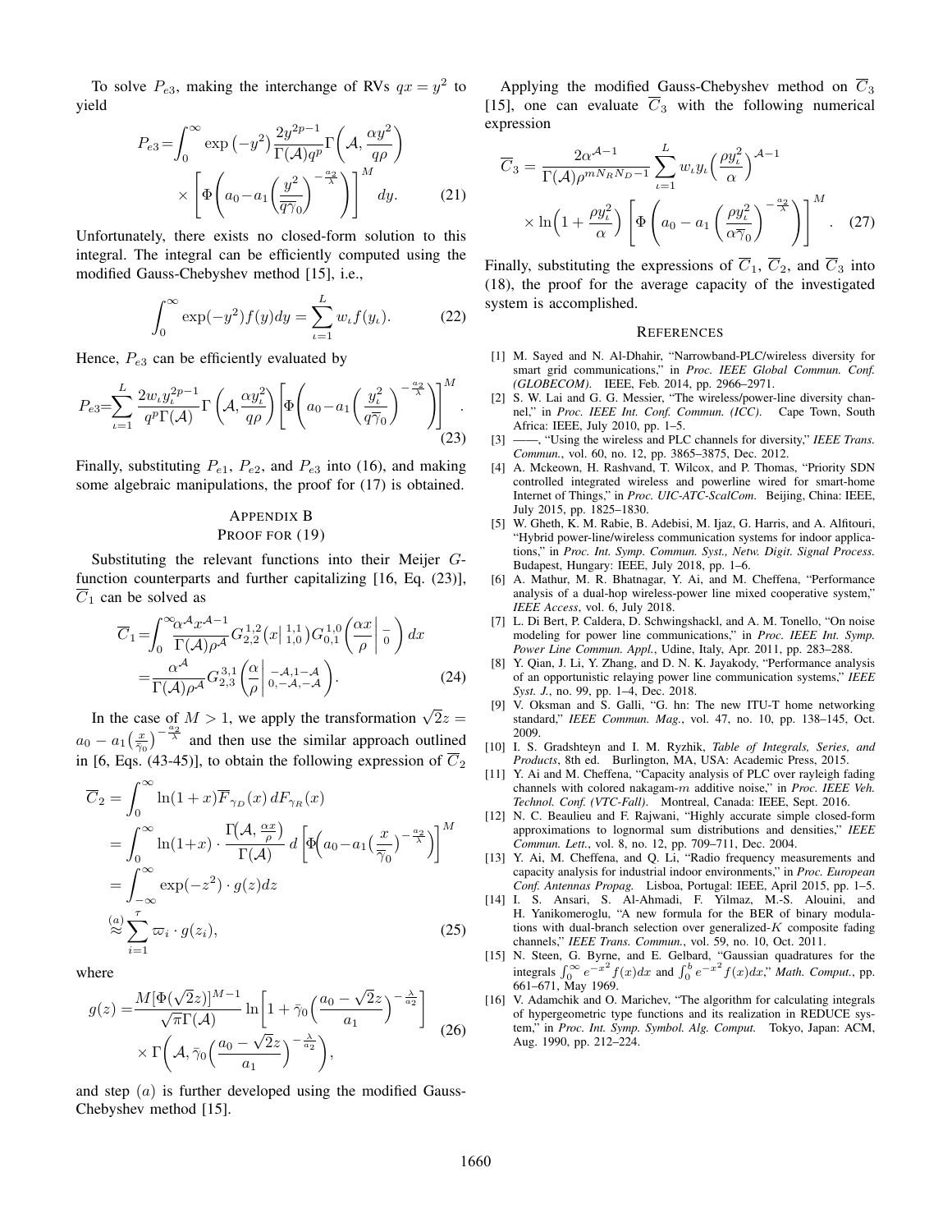To solve $P_{e3}$, making the interchange of RVs $qx = y^2$ to yield

$$P_{e3}=\int_0^\infty \exp\left(-y^2\right) \frac{2y^{2p-1}}{\Gamma(\mathcal{A})q^p} \Gamma\left(\mathcal{A}, \frac{\alpha y^2}{q\rho}\right) \times \left[\Phi\left(a_0 - a_1 \left(\frac{y^2}{q\overline{\gamma}_0}\right)^{-\frac{a_2}{\lambda}}\right)\right]^M dy. \tag{21}$$

Unfortunately, there exists no closed-form solution to this integral. The integral can be efficiently computed using the modified Gauss-Chebyshev method [15], i.e.,

$$\int_0^\infty \exp(-y^2) f(y) dy = \sum_{\iota=1}^{L} w_\iota f(y_\iota). \tag{22}$$

Hence, $P_{e3}$ can be efficiently evaluated by

$$P_{e3}=\sum_{\iota=1}^{L} \frac{2w_\iota y_\iota^{2p-1}}{q^p \Gamma(\mathcal{A})} \Gamma\left(\mathcal{A}, \frac{\alpha y_\iota^2}{q\rho}\right) \left[\Phi\left(a_0 - a_1 \left(\frac{y_\iota^2}{q\overline{\gamma}_0}\right)^{-\frac{a_2}{\lambda}}\right)\right]^M. \tag{23}$$

Finally, substituting $P_{e1}$, $P_{e2}$, and $P_{e3}$ into (16), and making some algebraic manipulations, the proof for (17) is obtained.

## Appendix B
## Proof for (19)

Substituting the relevant functions into their Meijer $G$-function counterparts and further capitalizing [16, Eq. (23)], $\overline{C}_1$ can be solved as

$$\begin{aligned}\overline{C}_1 &= \int_0^\infty \frac{\alpha^{\mathcal{A}} x^{\mathcal{A}-1}}{\Gamma(\mathcal{A})\rho^{\mathcal{A}}} G_{2,2}^{1,2}\left(x \middle| {}^{1,1}_{1,0}\right) G_{0,1}^{1,0}\left(\frac{\alpha x}{\rho} \middle| {}^{-}_{0}\right) dx \\ &= \frac{\alpha^{\mathcal{A}}}{\Gamma(\mathcal{A})\rho^{\mathcal{A}}} G_{2,3}^{3,1}\left(\frac{\alpha}{\rho} \middle| {}^{-\mathcal{A}, 1-\mathcal{A}}_{0, -\mathcal{A}, -\mathcal{A}}\right).\end{aligned} \tag{24}$$

In the case of $M > 1$, we apply the transformation $\sqrt{2}z = a_0 - a_1 \left(\frac{x}{\overline{\gamma}_0}\right)^{-\frac{a_2}{\lambda}}$ and then use the similar approach outlined in [6, Eqs. (43-45)], to obtain the following expression of $\overline{C}_2$

$$\begin{aligned}\overline{C}_2 &= \int_0^\infty \ln(1+x) \overline{F}_{\gamma_D}(x) \, dF_{\gamma_R}(x) \\ &= \int_0^\infty \ln(1+x) \cdot \frac{\Gamma\left(\mathcal{A}, \frac{\alpha x}{\rho}\right)}{\Gamma(\mathcal{A})} \, d\left[\Phi\left(a_0 - a_1 \left(\frac{x}{\overline{\gamma}_0}\right)^{-\frac{a_2}{\lambda}}\right)\right]^M \\ &= \int_{-\infty}^{\infty} \exp(-z^2) \cdot g(z) dz \\ &\overset{(a)}{\approx} \sum_{i=1}^{\tau} \varpi_i \cdot g(z_i),\end{aligned} \tag{25}$$

where

$$\begin{aligned}g(z) =& \frac{M\left[\Phi(\sqrt{2}z)\right]^{M-1}}{\sqrt{\pi}\Gamma(\mathcal{A})} \ln\left[1 + \bar{\gamma}_0 \left(\frac{a_0 - \sqrt{2}z}{a_1}\right)^{-\frac{\lambda}{a_2}}\right] \\ &\times \Gamma\left(\mathcal{A}, \bar{\gamma}_0 \left(\frac{a_0 - \sqrt{2}z}{a_1}\right)^{-\frac{\lambda}{a_2}}\right),\end{aligned} \tag{26}$$

and step $(a)$ is further developed using the modified Gauss-Chebyshev method [15].

Applying the modified Gauss-Chebyshev method on $\overline{C}_3$ [15], one can evaluate $\overline{C}_3$ with the following numerical expression

$$\begin{aligned}\overline{C}_3 =& \frac{2\alpha^{\mathcal{A}-1}}{\Gamma(\mathcal{A})\rho^{mN_R N_D - 1}} \sum_{\iota=1}^{L} w_\iota y_\iota \left(\frac{\rho y_\iota^2}{\alpha}\right)^{\mathcal{A}-1} \\ &\times \ln\left(1 + \frac{\rho y_\iota^2}{\alpha}\right) \left[\Phi\left(a_0 - a_1 \left(\frac{\rho y_\iota^2}{\alpha \overline{\gamma}_0}\right)^{-\frac{a_2}{\lambda}}\right)\right]^M.\end{aligned} \tag{27}$$

Finally, substituting the expressions of $\overline{C}_1$, $\overline{C}_2$, and $\overline{C}_3$ into (18), the proof for the average capacity of the investigated system is accomplished.

## References

[1] M. Sayed and N. Al-Dhahir, "Narrowband-PLC/wireless diversity for smart grid communications," in *Proc. IEEE Global Commun. Conf. (GLOBECOM)*. IEEE, Feb. 2014, pp. 2966–2971.

[2] S. W. Lai and G. G. Messier, "The wireless/power-line diversity channel," in *Proc. IEEE Int. Conf. Commun. (ICC)*. Cape Town, South Africa: IEEE, July 2010, pp. 1–5.

[3] ——, "Using the wireless and PLC channels for diversity," *IEEE Trans. Commun.*, vol. 60, no. 12, pp. 3865–3875, Dec. 2012.

[4] A. Mckeown, H. Rashvand, T. Wilcox, and P. Thomas, "Priority SDN controlled integrated wireless and powerline wired for smart-home Internet of Things," in *Proc. UIC-ATC-ScalCom*. Beijing, China: IEEE, July 2015, pp. 1825–1830.

[5] W. Gheth, K. M. Rabie, B. Adebisi, M. Ijaz, G. Harris, and A. Alfitouri, "Hybrid power-line/wireless communication systems for indoor applications," in *Proc. Int. Symp. Commun. Syst., Netw. Digit. Signal Process.* Budapest, Hungary: IEEE, July 2018, pp. 1–6.

[6] A. Mathur, M. R. Bhatnagar, Y. Ai, and M. Cheffena, "Performance analysis of a dual-hop wireless-power line mixed cooperative system," *IEEE Access*, vol. 6, July 2018.

[7] L. Di Bert, P. Caldera, D. Schwingshackl, and A. M. Tonello, "On noise modeling for power line communications," in *Proc. IEEE Int. Symp. Power Line Commun. Appl.*, Udine, Italy, Apr. 2011, pp. 283–288.

[8] Y. Qian, J. Li, Y. Zhang, and D. N. K. Jayakody, "Performance analysis of an opportunistic relaying power line communication systems," *IEEE Syst. J.*, no. 99, pp. 1–4, Dec. 2018.

[9] V. Oksman and S. Galli, "G. hn: The new ITU-T home networking standard," *IEEE Commun. Mag.*, vol. 47, no. 10, pp. 138–145, Oct. 2009.

[10] I. S. Gradshteyn and I. M. Ryzhik, *Table of Integrals, Series, and Products*, 8th ed. Burlington, MA, USA: Academic Press, 2015.

[11] Y. Ai and M. Cheffena, "Capacity analysis of PLC over rayleigh fading channels with colored nakagam-$m$ additive noise," in *Proc. IEEE Veh. Technol. Conf. (VTC-Fall)*. Montreal, Canada: IEEE, Sept. 2016.

[12] N. C. Beaulieu and F. Rajwani, "Highly accurate simple closed-form approximations to lognormal sum distributions and densities," *IEEE Commun. Lett.*, vol. 8, no. 12, pp. 709–711, Dec. 2004.

[13] Y. Ai, M. Cheffena, and Q. Li, "Radio frequency measurements and capacity analysis for industrial indoor environments," in *Proc. European Conf. Antennas Propag.* Lisboa, Portugal: IEEE, April 2015, pp. 1–5.

[14] I. S. Ansari, S. Al-Ahmadi, F. Yilmaz, M.-S. Alouini, and H. Yanikomeroglu, "A new formula for the BER of binary modulations with dual-branch selection over generalized-$K$ composite fading channels," *IEEE Trans. Commun.*, vol. 59, no. 10, Oct. 2011.

[15] N. Steen, G. Byrne, and E. Gelbard, "Gaussian quadratures for the integrals $\int_0^\infty e^{-x^2} f(x)dx$ and $\int_0^b e^{-x^2} f(x)dx$," *Math. Comput.*, pp. 661–671, May 1969.

[16] V. Adamchik and O. Marichev, "The algorithm for calculating integrals of hypergeometric type functions and its realization in REDUCE system," in *Proc. Int. Symp. Symbol. Alg. Comput.* Tokyo, Japan: ACM, Aug. 1990, pp. 212–224.